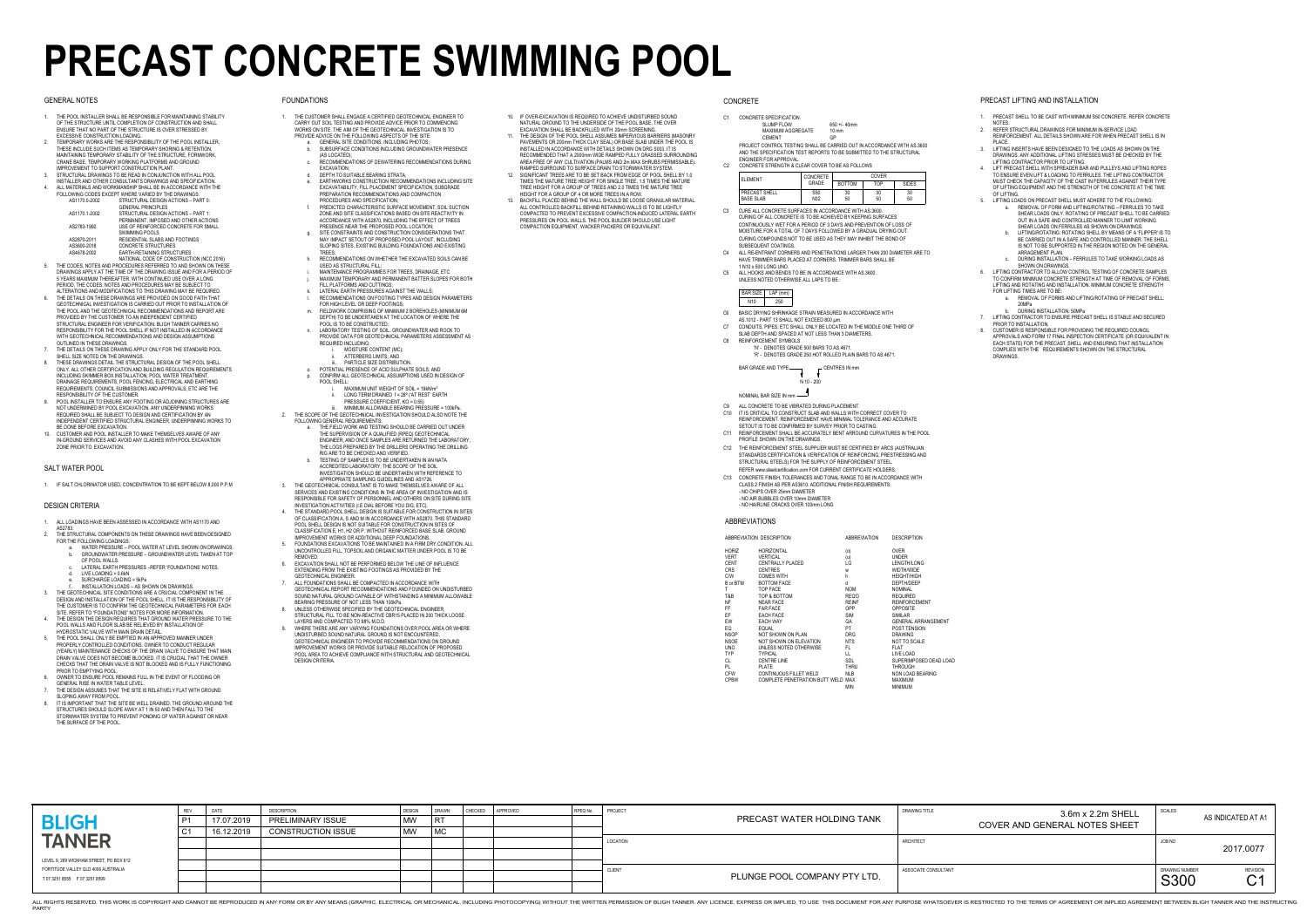# PRECAST CONCRETE SWIMMING POOL

## GENERAL NOTES

1. THE POOL INSTALLER SHALL BE RESPONSIBLE FOR MAINTAINING STABILITY OF THE STRUCTURE UNTIL COMPLETION OF CONSTRUCTION AND SHALL ENSURE THAT NO PART OF THE STRUCTURE IS OVER STRESSED BY EXCESSIVE CONSTRUCTION LOADING.
2. TEMPORARY WORKS ARE THE RESPONSIBILITY OF THE POOL INSTALLER, THESE INCLUDE SUCH ITEMS AS TEMPORARY SHORING & RETENTION, MAINTAINING TEMPORARY STABILITY OF THE STRUCTURE, FORMWORK, CRANE BASE, TEMPORARY WORKING PLATFORMS AND GROUND IMPROVEMENT TO SUPPORT CONSTRUCTION PLANT.
3. STRUCTURAL DRAWINGS TO BE READ IN CONJUNCTION WITH ALL POOL INSTALLER AND OTHER CONSULTANTS DRAWINGS AND SPECIFICATION.
4. ALL MATERIALS AND WORKMANSHIP SHALL BE IN ACCORDANCE WITH THE FOLLOWING CODES EXCEPT WHERE VARIED BY THE DRAWINGS:
   - AS1170.0-2002 STRUCTURAL DESIGN ACTIONS – PART 0: GENERAL PRINCIPLES
   - AS1170.1-2002 STRUCTURAL DESIGN ACTIONS – PART 1: PERMANENT, IMPOSED AND OTHER ACTIONS
   - AS2783-1992 USE OF REINFORCED CONCRETE FOR SMALL SWIMMING POOLS
   - AS2870-2011 RESIDENTIAL SLABS AND FOOTINGS
   - AS3600-2018 CONCRETE STRUCTURES
   - AS4678-2002 EARTH-RETAINING STRUCTURES
   - NATIONAL CODE OF CONSTRUCTION (NCC 2016)
5. THE CODES, NOTES AND PROCEDURES REFERRED TO AND SHOWN ON THESE DRAWINGS APPLY AT THE TIME OF THE DRAWING ISSUE AND FOR A PERIOD OF 5 YEARS MAXIMUM THEREAFTER. WITH CONTINUED USE OVER A LONG PERIOD, THE CODES, NOTES AND PROCEDURES MAY BE SUBJECT TO ALTERATIONS AND MODIFICATIONS TO THIS DRAWING MAY BE REQUIRED.
6. THE DETAILS ON THESE DRAWINGS ARE PROVIDED ON GOOD FAITH THAT GEOTECHNICAL INVESTIGATION IS CARRIED OUT PRIOR TO INSTALLATION OF THE POOL AND THE GEOTECHNICAL RECOMMENDATIONS AND REPORT ARE PROVIDED BY THE CUSTOMER TO AN INDEPENDENT CERTIFIED STRUCTURAL ENGINEER FOR VERIFICATION. BLIGH TANNER CARRIES NO RESPONSIBILITY FOR THE POOL SHELL IF NOT INSTALLED IN ACCORDANCE WITH GEOTECHNICAL RECOMMENDATIONS AND DESIGN ASSUMPTIONS OUTLINED IN THESE DRAWINGS.
7. THE DETAILS ON THESE DRAWING APPLY ONLY FOR THE STANDARD POOL SHELL SIZE NOTED ON THE DRAWINGS.
8. THESE DRAWINGS DETAIL THE STRUCTURAL DESIGN OF THE POOL SHELL ONLY. ALL OTHER CERTIFICATION AND BUILDING REGULATION REQUIREMENTS INCLUDING SKIMMER BOX INSTALLATION, POOL WATER TREATMENT, DRAINAGE REQUIREMENTS, POOL FENCING, ELECTRICAL AND EARTHING REQUIREMENTS, COUNCIL SUBMISSIONS AND APPROVALS, ETC ARE THE RESPONSIBILITY OF THE CUSTOMER.
9. POOL INSTALLER TO ENSURE ANY FOOTING OR ADJOINING STRUCTURES ARE NOT UNDERMINED BY POOL EXCAVATION. ANY UNDERPINNING WORKS REQUIRED SHALL BE SUBJECT TO DESIGN AND CERTIFICATION BY AN INDEPENDENT CERTIFIED STRUCTURAL ENGINEER. UNDERPINNING WORKS TO BE DONE BEFORE EXCAVATION.
10. CUSTOMER AND POOL INSTALLER TO MAKE THEMSELVES AWARE OF ANY IN-GROUND SERVICES AND AVOID ANY CLASHES WITH POOL EXCAVATION ZONE PRIOR TO EXCAVATION.

## SALT WATER POOL

1. IF SALT CHLORINATOR USED, CONCENTRATION TO BE KEPT BELOW 8,000 P.P.M

## DESIGN CRITERIA

1. ALL LOADINGS HAVE BEEN ASSESSED IN ACCORDANCE WITH AS1170 AND AS2783.
2. THE STRUCTURAL COMPONENTS ON THESE DRAWINGS HAVE BEEN DESIGNED FOR THE FOLLOWING LOADINGS:
   a. WATER PRESSURE – POOL WATER AT LEVEL SHOWN ON DRAWINGS.
   b. GROUNDWATER PRESSURE – GROUNDWATER LEVEL TAKEN AT TOP OF POOL WALLS.
   c. LATERAL EARTH PRESSURES –REFER 'FOUNDATIONS' NOTES.
   d. LIVE LOADING = 0.8kN
   e. SURCHARGE LOADING = 5kPa
   f. INSTALLATION LOADS – AS SHOWN ON DRAWINGS.
3. THE GEOTECHNICAL SITE CONDITIONS ARE A CRUCIAL COMPONENT IN THE DESIGN AND INSTALLATION OF THE POOL SHELL. IT IS THE RESPONSIBILITY OF THE CUSTOMER IS TO CONFIRM THE GEOTECHNICAL PARAMETERS FOR EACH SITE. REFER TO "FOUNDATIONS" NOTES FOR MORE INFORMATION.
4. THE DESIGN THE DESIGN REQUIRES THAT GROUND WATER PRESSURE TO THE POOL WALLS AND FLOOR SLAB BE RELIEVED BY INSTALLATION OF HYDROSTATIC VALVE WITH MAIN DRAIN DETAIL.
5. THE POOL SHALL ONLY BE EMPTIED IN AN APPROVED MANNER UNDER PROPERLY CONTROLLED CONDITIONS. OWNER TO CONDUCT REGULAR (YEARLY) MAINTENANCE CHECKS OF THE DRAIN VALVE TO ENSURE THAT MAIN DRAIN VALVE DOES NOT BECOME BLOCKED. IT IS CRUCIAL THAT THE OWNER CHECKS THAT THE DRAIN VALVE IS NOT BLOCKED AND IS FULLY FUNCTIONING PRIOR TO EMPTYING POOL.
6. OWNER TO ENSURE POOL REMAINS FULL IN THE EVENT OF FLOODING OR GENERAL RISE IN WATER TABLE LEVEL.
7. THE DESIGN ASSUMES THAT THE SITE IS RELATIVELY FLAT WITH GROUND SLOPING AWAY FROM POOL.
8. IT IS IMPORTANT THAT THE SITE BE WELL DRAINED. THE GROUND AROUND THE STRUCTURES SHOULD SLOPE AWAY AT 1 IN 50 AND THEN FALL TO THE STORMWATER SYSTEM TO PREVENT PONDING OF WATER AGAINST OR NEAR THE SURFACE OF THE POOL.

## FOUNDATIONS

1. THE CUSTOMER SHALL ENGAGE A CERTIFIED GEOTECHNICAL ENGINEER TO CARRY OUT SOIL TESTING AND PROVIDE ADVICE PRIOR TO COMMENCING WORKS ON SITE. THE AIM OF THE GEOTECHNICAL INVESTIGATION IS TO PROVIDE ADVICE ON THE FOLLOWING ASPECTS OF THE SITE:
   a. GENERAL SITE CONDITIONS, INCLUDING PHOTOS;
   b. SUBSURFACE CONDITIONS INCLUDING GROUNDWATER PRESENCE (AS LOCATED);
   c. RECOMMENDATIONS OF DEWATERING RECOMMENDATIONS DURING EXCAVATION;
   d. DEPTH TO SUITABLE BEARING STRATA;
   e. EARTHWORKS CONSTRUCTION RECOMMENDATIONS INCLUDING SITE EXCAVATABILITY, FILL PLACEMENT SPECIFICATION, SUBGRADE PREPARATION RECOMMENDATIONS AND COMPACTION PROCEDURES AND SPECIFICATION;
   f. PREDICTED CHARACTERISTIC SURFACE MOVEMENT, SOIL SUCTION ZONE AND SITE CLASSIFICATIONS BASED ON SITE REACTIVITY IN ACCORDANCE WITH AS2870, INCLUDING THE EFFECT OF TREES PRESENCE NEAR THE PROPOSED POOL LOCATION;
   g. SITE CONSTRAINTS AND CONSTRUCTION CONSIDERATIONS THAT MAY IMPACT SETOUT OF PROPOSED POOL LAYOUT, INCLUDING SLOPING SITES, EXISTING BUILDING FOUNDATIONS AND EXISTING TREES;
   h. RECOMMENDATIONS ON WHETHER THE EXCAVATED SOILS CAN BE USED AS STRUCTURAL FILL;
   i. MAINTENANCE PROGRAMMES FOR TREES, DRAINAGE, ETC
   j. MAXIMUM TEMPORARY AND PERMANENT BATTER SLOPES FOR BOTH FILL PLATFORMS AND CUTTINGS;
   k. LATERAL EARTH PRESSURES AGAINST THE WALLS;
   l. RECOMMENDATIONS ON FOOTING TYPES AND DESIGN PARAMETERS FOR HIGH LEVEL OR DEEP FOOTINGS;
   m. FIELDWORK COMPRISING OF MINIMUM 2 BOREHOLES (MINIMUM 6M DEPTH) TO BE UNDERTAKEN AT THE LOCATION OF WHERE THE POOL IS TO BE CONSTRUCTED;
   n. LABORATORY TESTING OF SOIL, GROUNDWATER AND ROCK TO PROVIDE DATA FOR GEOTECHNICAL PARAMETERS ASSESSMENT AS REQUIRED INCLUDING:
      i. MOISTURE CONTENT (MC);
      ii. ATTERBERG LIMITS; AND
      iii. PARTICLE SIZE DISTRIBUTION.
   o. POTENTIAL PRESENCE OF ACID SULPHATE SOILS; AND
   p. CONFIRM ALL GEOTECHNICAL ASSUMPTIONS USED IN DESIGN OF POOL SHELL:
      i. MAXIMUM UNIT WEIGHT OF SOIL = 19kN/m³
      ii. LONG TERM DRAINED: f = 28° (AT REST' EARTH PRESSURE COEFFICIENT, KO = 0.55)
      iii. MINIMUM ALLOWABLE BEARING PRESSURE = 100kPa.
2. THE SCOPE OF THE GEOTECHNICAL INVESTIGATION SHOULD ALSO NOTE THE FOLLOWING GENERAL REQUIREMENTS:
   a. THE FIELD WORK AND TESTING SHOULD BE CARRIED OUT UNDER THE SUPERVISION OF A QUALIFIED (RPEQ) GEOTECHNICAL ENGINEER, AND ONCE SAMPLES ARE RETURNED THE LABORATORY, THE LOGS PREPARED BY THE DRILLERS OPERATING THE DRILLING RIG ARE TO BE CHECKED AND VERIFIED.
   b. TESTING OF SAMPLES IS TO BE UNDERTAKEN IN AN NATA ACCREDITED LABORATORY. THE SCOPE OF THE SOIL INVESTIGATION SHOULD BE UNDERTAKEN WITH REFERENCE TO APPROPRIATE SAMPLING GUIDELINES AND AS1726.
3. THE GEOTECHNICAL CONSULTANT IS TO MAKE THEMSELVES AWARE OF ANY SERVICES AND EXISTING CONDITIONS IN THE AREA OF INVESTIGATION AND IS RESPONSIBLE FOR SAFETY OF PERSONNEL AND OTHERS ON SITE DURING SITE INVESTIGATION ACTIVITIES (I.E DIAL BEFORE YOU DIG, ETC).
4. THE STANDARD POOL SHELL DESIGN IS SUITABLE FOR CONSTRUCTION IN SITES OF CLASSIFICATION A, S AND M IN ACCORDANCE WITH AS2870. THIS STANDARD POOL SHELL DESIGN IS NOT SUITABLE FOR CONSTRUCTION IN SITES OF CLASSIFICATION E, H1, H2 OR P, WITHOUT REINFORCED BASE SLAB, GROUND IMPROVEMENT WORKS OR ADDITIONAL DEEP FOUNDATIONS.
5. FOUNDATIONS EXCAVATIONS TO BE MAINTAINED IN A FIRM DRY CONDITION. ALL UNCONTROLLED FILL, TOPSOIL AND ORGANIC MATTER UNDER POOL IS TO BE REMOVED.
6. EXCAVATION SHALL NOT BE PERFORMED BELOW THE LINE OF INFLUENCE EXTENDING FROM THE EXISTING FOOTINGS AS PROVIDED BY THE GEOTECHNICAL ENGINEER.
7. ALL FOUNDATIONS SHALL BE COMPACTED IN ACCORDANCE WITH GEOTECHNICAL REPORT RECOMMENDATIONS AND FOUNDED ON UNDISTURBED SOUND NATURAL GROUND CAPABLE OF WITHSTANDING A MINIMUM ALLOWABLE BEARING PRESSURE OF NOT LESS THAN 100kPa.
8. UNLESS OTHERWISE SPECIFIED BY THE GEOTECHNICAL ENGINEER, STRUCTURAL FILL TO BE NON-REACTIVE CBR15 PLACED IN 200 THICK LOOSE LAYERS AND COMPACTED TO 98% M.D.D.
9. WHERE THERE ARE ANY VARYING FOUNDATIONS OVER POOL AREA OR WHERE UNDISTURBED SOUND NATURAL GROUND IS NOT ENCOUNTERED, GEOTECHNICAL ENGINEER TO PROVIDE RECOMMENDATIONS ON GROUND IMPROVEMENT WORKS OR PROVIDE SUITABLE RELOCATION OF PROPOSED POOL AREA TO ACHIEVE COMPLIANCE WITH STRUCTURAL AND GEOTECHNICAL DESIGN CRITERIA.
10. IF OVER-EXCAVATION IS REQUIRED TO ACHIEVE UNDISTURBED SOUND NATURAL GROUND TO THE UNDERSIDE OF THE POOL BASE, THE OVER EXCAVATION SHALL BE BACKFILLED WITH 20mm SCREENING.
11. THE DESIGN OF THE POOL SHELL ASSUMES IMPERVIOUS BARRIERS (MASONRY PAVEMENTS OR 200mm THICK CLAY SEAL) OR BASE SLAB UNDER THE POOL IS INSTALLED IN ACCORDANCE WITH DETAILS SHOWN ON DRG S003. IT IS RECOMMENDED THAT A 2000mm WIDE RAMPED FULLY GRASSED SURROUNDING AREA FREE OF ANY CULTIVATION (PALMS AND 2m MAX SHRUBS PERMISSABLE). RAMPED SURROUND TO SURFACE DRAIN TO STORMWATER SYSTEM.
12. SIGNIFICANT TREES ARE TO BE SET BACK FROM EDGE OF POOL SHELL BY 1.0 TIMES THE MATURE TREE HEIGHT FOR SINGLE TREE, 1.5 TIMES THE MATURE TREE HEIGHT FOR A GROUP OF TREES AND 2.0 TIMES THE MATURE TREE HEIGHT FOR A GROUP OF 4 OR MORE TREES IN A ROW.
13. BACKFILL PLACED BEHIND THE WALL SHOULD BE LOOSE GRANULAR MATERIAL. ALL CONTROLLED BACKFILL BEHIND RETAINING WALLS IS TO BE LIGHTLY COMPACTED TO PREVENT EXCESSIVE COMPACTION-INDUCED LATERAL EARTH PRESSURES ON POOL WALLS. THE POOL BUILDER SHOULD USE LIGHT COMPACTION EQUIPMENT, WACKER PACKERS OR EQUIVALENT.

## CONCRETE

C1 CONCRETE SPECIFICATION

- SLUMP FLOW: 650 +/- 40mm
- MAXIMUM AGGREGATE: 10 mm
- CEMENT: GP

PROJECT CONTROL TESTING SHALL BE CARRIED OUT IN ACCORDANCE WITH AS.3600 AND THE SPECIFICATION TEST REPORTS TO BE SUBMITTED TO THE STRUCTURAL ENGINEER FOR APPROVAL.

C2 CONCRETE STRENGTH & CLEAR COVER TO BE AS FOLLOWS

| ELEMENT | CONCRETE GRADE | COVER | | |
|---|---|---|---|---|
| | | BOTTOM | TOP | SIDES |
| PRECAST SHELL | S50 | 30 | 30 | 30 |
| BASE SLAB | N32 | 50 | 50 | 50 |

C3 CURE ALL CONCRETE SURFACES IN ACCORDANCE WITH AS.3600. CURING OF ALL CONCRETE IS TO BE ACHIEVED BY KEEPING SURFACES CONTINUOUSLY WET FOR A PERIOD OF 3 DAYS AND PREVENTION OF LOSS OF MOISTURE FOR A TOTAL OF 7 DAYS FOLLOWED BY A GRADUAL DRYING OUT. CURING COMPOUNDS NOT TO BE USED AS THEY MAY INHIBIT THE BOND OF SUBSEQUENT COATINGS.

C4 ALL RE-ENTRANT CORNERS AND PENETRATIONS LARGER THAN 200 DIAMETER ARE TO HAVE TRIMMER BARS PLACED AT CORNERS. TRIMMER BARS SHALL BE 1 N10 x 600 LONG UNO.

C5 ALL HOOKS AND BENDS TO BE IN ACCORDANCE WITH AS.3600. UNLESS NOTED OTHERWISE ALL LAPS TO BE :

| BAR SIZE | LAP (mm) |
|---|---|
| N10 | 250 |

C6 BASIC DRYING SHRINKAGE STRAIN MEASURED IN ACCORDANCE WITH AS.1012 - PART 13 SHALL NOT EXCEED 800 µm.

C7 CONDUITS, PIPES, ETC SHALL ONLY BE LOCATED IN THE MIDDLE ONE THIRD OF SLAB DEPTH AND SPACED AT NOT LESS THAN 3 DIAMETERS.

C8 REINFORCEMENT SYMBOLS
- 'N' - DENOTES GRADE 500 BARS TO AS.4671.
- 'R' - DENOTES GRADE 250 HOT ROLLED PLAIN BARS TO AS.4671.

BAR GRADE AND TYPE — N 10 - 200 — CENTRES IN mm

NOMINAL BAR SIZE IN mm

C9 ALL CONCRETE TO BE VIBRATED DURING PLACEMENT.

C10 IT IS CRITICAL TO CONSTRUCT SLAB AND WALLS WITH CORRECT COVER TO REINFORCEMENT. REINFORCEMENT HAVE MINIMAL TOLERANCE AND ACCURATE SETOUT IS TO BE CONFIRMED BY SURVEY PRIOR TO CASTING.

C11 REINFORCEMENT SHALL BE ACCURATELY BENT AROUND CURVATURES IN THE POOL PROFILE SHOWN ON THE DRAWINGS.

C12 THE REINFORCEMENT STEEL SUPPLIER MUST BE CERTIFIED BY ARCS (AUSTRALIAN STANDARDS CERTIFICATION & VERIFICATION OF REINFORCING, PRESTRESSING AND STRUCTURAL STEELS) FOR THE SUPPLY OF REINFORCEMENT STEEL. REFER www.steelcertification.com FOR CURRENT CERTIFICATE HOLDERS.

C13 CONCRETE FINISH, TOLERANCES AND TONAL RANGE TO BE IN ACCORDANCE WITH CLASS 2 FINISH AS PER AS3610. ADDITIONAL FINISH REQUIREMENTS:
- NO CHIPS OVER 25mm DIAMETER
- NO AIR BUBBLES OVER 10mm DIAMETER
- NO HAIRLINE CRACKS OVER 100mm LONG

## ABBREVIATIONS

| ABBREVIATION | DESCRIPTION | ABBREVIATION | DESCRIPTION |
|---|---|---|---|
| HORIZ | HORIZONTAL | (o) | OVER |
| VERT | VERTICAL | (u) | UNDER |
| CENT | CENTRALLY PLACED | LG | LENGTH/LONG |
| CRS | CENTRES | w | WIDTH/WIDE |
| C/W | COMES WITH | h | HEIGHT/HIGH |
| B or BTM | BOTTOM FACE | d | DEPTH/DEEP |
| T | TOP FACE | NOM | NOMINAL |
| T&B | TOP & BOTTOM | REQ'D | REQUIRED |
| NF | NEAR FACE | REINF | REINFORCEMENT |
| FF | FAR FACE | OPP | OPPOSITE |
| EF | EACH FACE | SIM | SIMILAR |
| EW | EACH WAY | GA | GENERAL ARRANGEMENT |
| EQ | EQUAL | PT | POST TENSION |
| NSOP | NOT SHOWN ON PLAN | DRG | DRAWING |
| NSOE | NOT SHOWN ON ELEVATION | NTS | NOT TO SCALE |
| UNO | UNLESS NOTED OTHERWISE | FL | FLAT |
| TYP | TYPICAL | LL | LIVE LOAD |
| CL | CENTRE LINE | SDL | SUPERIMPOSED DEAD LOAD |
| PL | PLATE | THRU | THROUGH |
| CFW | CONTINUOUS FILLET WELD | NLB | NON LOAD BEARING |
| CPBW | COMPLETE PENETRATION BUTT WELD | MAX | MAXIMUM |
| | | MIN | MINIMUM |

## PRECAST LIFTING AND INSTALLATION

1. PRECAST SHELL TO BE CAST WITH MINIMUM S50 CONCRETE. REFER CONCRETE NOTES.
2. REFER STRUCTURAL DRAWINGS FOR MINIMUM IN-SERVICE LOAD REINFORCEMENT. ALL DETAILS SHOWN ARE FOR WHEN PRECAST SHELL IS IN PLACE.
3. LIFTING INSERTS HAVE BEEN DESIGNED TO THE LOADS AS SHOWN ON THE DRAWINGS. ANY ADDITIONAL LIFTING STRESSES MUST BE CHECKED BY THE LIFTING CONTRACTOR PRIOR TO LIFTING.
4. LIFT PRECAST SHELL WITH SPREADER BAR AND PULLEYS AND LIFTING ROPES TO ENSURE EVEN LIFT & LOADING TO FERRULES. THE LIFTING CONTRACTOR MUST CHECK THE CAPACITY OF THE CAST IN FERRULES AGAINST THEIR TYPE OF LIFTING EQUIPMENT AND THE STRENGTH OF THE CONCRETE AT THE TIME OF LIFTING.
5. LIFTING LOADS ON PRECAST SHELL MUST ADHERE TO THE FOLLOWING:
   a. REMOVAL OF FORM AND LIFTING/ROTATING – FERRULES TO TAKE SHEAR LOADS ONLY. ROTATING OF PRECAST SHELL TO BE CARRIED OUT IN A SAFE AND CONTROLLED MANNER TO LIMIT WORKING SHEAR LOADS ON FERRULES AS SHOWN ON DRAWINGS.
   b. LIFTING/ROTATING: ROTATING SHELL BY MEANS OF A 'FLIPPER' IS TO BE CARRIED OUT IN A SAFE AND CONTROLLED MANNER. THE SHELL IS NOT TO BE SUPPORTED IN THE REGION NOTED ON THE GENERAL ARRANGEMENT PLAN.
   c. DURING INSTALLATION – FERRULES TO TAKE WORKING LOADS AS SHOWN ON DRAWINGS.
6. LIFTING CONTRACTOR TO ALLOW CONTROL TESTING OF CONCRETE SAMPLES TO CONFIRM MINIMUM CONCRETE STRENGTH AT TIME OF REMOVAL OF FORMS, LIFTING AND ROTATING AND INSTALLATION. MINIMUM CONCRETE STRENGTH FOR LIFTING TIMES ARE TO BE:
   a. REMOVAL OF FORMS AND LIFTING/ROTATING OF PRECAST SHELL: 20MPa
   b. DURING INSTALLATION: 50MPa
7. LIFTING CONTRACTOR TO ENSURE PRECAST SHELL IS STABLE AND SECURED PRIOR TO INSTALLATION.
8. CUSTOMER IS RESPONSIBLE FOR PROVIDING THE REQUIRED COUNCIL APPROVALS AND FORM 17 FINAL INSPECTION CERTIFICATE (OR EQUIVALENT IN EACH STATE) FOR THE PRECAST SHELL AND ENSURING THAT INSTALLATION COMPLIES WITH THE REQUIREMENTS SHOWN ON THE STRUCTURAL DRAWINGS.

---

**BLIGH TANNER**
LEVEL 9, 269 WICKHAM STREET, PO BOX 612
FORTITUDE VALLEY QLD 4006 AUSTRALIA
T 07 3251 8555 F 07 3251 8599

| REV | DATE | DESCRIPTION | DESIGN | DRAWN | CHECKED | APPROVED | RPEQ No. |
|---|---|---|---|---|---|---|---|
| P1 | 17.07.2019 | PRELIMINARY ISSUE | MW | RT | | | |
| C1 | 16.12.2019 | CONSTRUCTION ISSUE | MW | MC | | | |

PROJECT: PRECAST WATER HOLDING TANK

LOCATION:

CLIENT: PLUNGE POOL COMPANY PTY LTD.

DRAWING TITLE: 3.6m x 2.2m SHELL COVER AND GENERAL NOTES SHEET

ARCHITECT:

ASSOCIATE CONSULTANT:

SCALES: AS INDICATED AT A1

JOB NO: 2017.0077

DRAWING NUMBER: S300 REVISION: C1

ALL RIGHTS RESERVED. THIS WORK IS COPYRIGHT AND CANNOT BE REPRODUCED IN ANY FORM OR BY ANY MEANS (GRAPHIC, ELECTRICAL OR MECHANICAL, INCLUDING PHOTOCOPYING) WITHOUT THE WRITTEN PERMISSION OF BLIGH TANNER. ANY LICENCE, EXPRESS OR IMPLIED, TO USE THIS DOCUMENT FOR ANY PURPOSE WHATSOEVER IS RESTRICTED TO THE TERMS OF AGREEMENT OR IMPLIED AGREEMENT BETWEEN BLIGH TANNER AND THE INSTRUCTING PARTY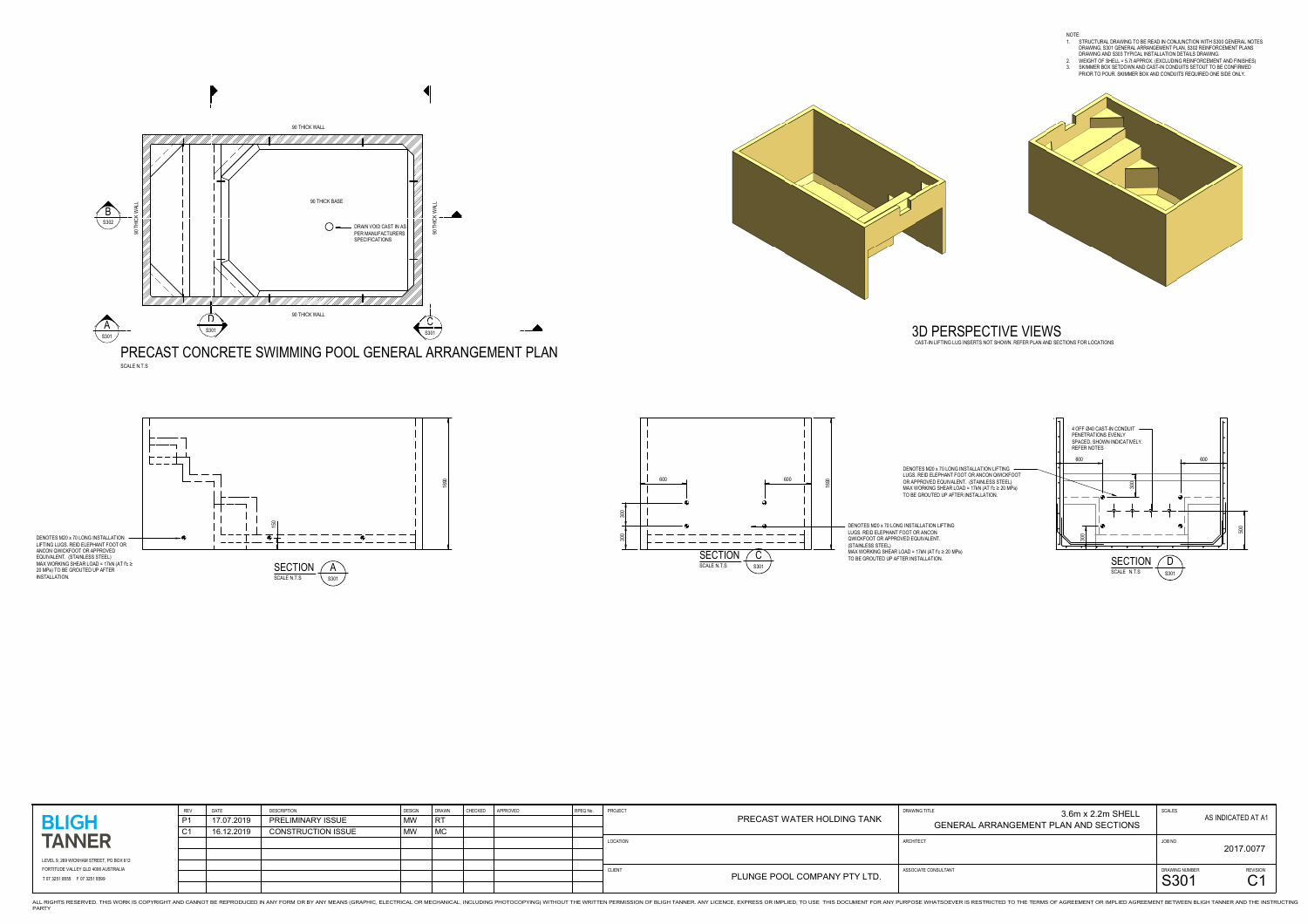NOTE:

1. STRUCTURAL DRAWING TO BE READ IN CONJUNCTION WITH S300 GENERAL NOTES DRAWING, S301 GENERAL ARRANGEMENT PLAN, S302 REINFORCEMENT PLANS DRAWING AND S303 TYPICAL INSTALLATION DETAILS DRAWING.
2. WEIGHT OF SHELL = 5.7t APPROX. (EXCLUDING REINFORCEMENT AND FINISHES)
3. SKIMMER BOX SETDOWN AND CAST-IN CONDUITS SETOUT TO BE CONFIRMED PRIOR TO POUR. SKIMMER BOX AND CONDUITS REQUIRED ONE SIDE ONLY.

## PRECAST CONCRETE SWIMMING POOL GENERAL ARRANGEMENT PLAN

SCALE N.T.S

90 THICK WALL

90 THICK BASE

DRAIN VOID CAST IN AS PER MANUFACTURERS SPECIFICATIONS

90 THICK WALL

B / S302, A / S301, D / S301, C / S301

## 3D PERSPECTIVE VIEWS

CAST-IN LIFTING LUG INSERTS NOT SHOWN. REFER PLAN AND SECTIONS FOR LOCATIONS

## SECTION A

SCALE N.T.S — S301

DENOTES M20 x 70 LONG INSTALLATION LIFTING LUGS. REID ELEPHANT FOOT OR ANCON QWICKFOOT OR APPROVED EQUIVALENT. (STAINLESS STEEL) MAX WORKING SHEAR LOAD = 17kN (AT f'c ≥ 20 MPa) TO BE GROUTED UP AFTER INSTALLATION.

150, 1660

## SECTION C

SCALE N.T.S — S301

600, 600, 300, 300, 1660

DENOTES M20 x 70 LONG INSTALLATION LIFTING LUGS. REID ELEPHANT FOOT OR ANCON QWICKFOOT OR APPROVED EQUIVALENT. (STAINLESS STEEL) MAX WORKING SHEAR LOAD = 17kN (AT f'c ≥ 20 MPa) TO BE GROUTED UP AFTER INSTALLATION.

DENOTES M20 x 70 LONG INSTALLATION LIFTING LUGS. REID ELEPHANT FOOT OR ANCON QWICKFOOT OR APPROVED EQUIVALENT. (STAINLESS STEEL) MAX WORKING SHEAR LOAD = 17kN (AT f'c ≥ 20 MPa) TO BE GROUTED UP AFTER INSTALLATION.

## SECTION D

SCALE N.T.S — S301

4 OFF Ø40 CAST-IN CONDUIT PENETRATIONS EVENLY SPACED. SHOWN INDICATIVELY. REFER NOTES

600, 600, 300, 300, 500

**BLIGH TANNER**

LEVEL 9, 269 WICKHAM STREET, PO BOX 612
FORTITUDE VALLEY QLD 4006 AUSTRALIA
T 07 3251 8555 F 07 3251 8599

| REV | DATE | DESCRIPTION | DESIGN | DRAWN | CHECKED | APPROVED | RPEQ No. |
|---|---|---|---|---|---|---|---|
| P1 | 17.07.2019 | PRELIMINARY ISSUE | MW | RT | | | |
| C1 | 16.12.2019 | CONSTRUCTION ISSUE | MW | MC | | | |

PROJECT: PRECAST WATER HOLDING TANK

LOCATION:

CLIENT: PLUNGE POOL COMPANY PTY LTD.

DRAWING TITLE: 3.6m x 2.2m SHELL GENERAL ARRANGEMENT PLAN AND SECTIONS

ARCHITECT:

ASSOCIATE CONSULTANT:

SCALES: AS INDICATED AT A1

JOB NO: 2017.0077

DRAWING NUMBER: S301

REVISION: C1

ALL RIGHTS RESERVED. THIS WORK IS COPYRIGHT AND CANNOT BE REPRODUCED IN ANY FORM OR BY ANY MEANS (GRAPHIC, ELECTRICAL OR MECHANICAL, INCLUDING PHOTOCOPYING) WITHOUT THE WRITTEN PERMISSION OF BLIGH TANNER. ANY LICENCE, EXPRESS OR IMPLIED, TO USE THIS DOCUMENT FOR ANY PURPOSE WHATSOEVER IS RESTRICTED TO THE TERMS OF AGREEMENT OR IMPLIED AGREEMENT BETWEEN BLIGH TANNER AND THE INSTRUCTING PARTY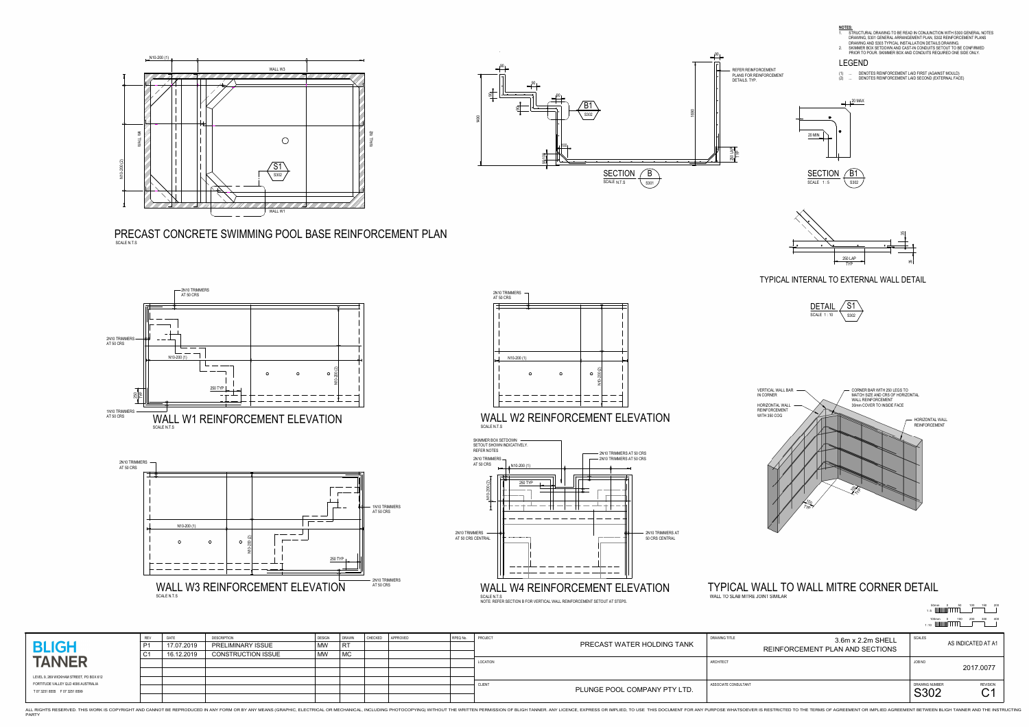**NOTES:**

1. STRUCTURAL DRAWING TO BE READ IN CONJUNCTION WITH S300 GENERAL NOTES DRAWING, S301 GENERAL ARRANGEMENT PLAN, S302 REINFORCEMENT PLANS DRAWING AND S303 TYPICAL INSTALLATION DETAILS DRAWING.
2. SKIMMER BOX SETDOWN AND CAST-IN CONDUITS SETOUT TO BE CONFIRMED PRIOR TO POUR. SKIMMER BOX AND CONDUITS REQUIRED ONE SIDE ONLY.

## LEGEND

(1) ... DENOTES REINFORCEMENT LAID FIRST (AGAINST MOULD)
(2) ... DENOTES REINFORCEMENT LAID SECOND (EXTERNAL FACE)

## PRECAST CONCRETE SWIMMING POOL BASE REINFORCEMENT PLAN
SCALE N.T.S

N10-200 (1), N10-200 (2), WALL W1, WALL W2, WALL W3, WALL W4, S1 / S302

## SECTION B / S301
SCALE N.T.S

REFER REINFORCEMENT PLANS FOR REINFORCEMENT DETAILS. TYP.

1400, 1690, 90 LAP, B1 / S302

## SECTION B1 / S302
SCALE 1 : 5

30 MAX, 20 MIN

## TYPICAL INTERNAL TO EXTERNAL WALL DETAIL

250 LAP TYP

## DETAIL S1 / S302
SCALE 1 : 10

## WALL W1 REINFORCEMENT ELEVATION
SCALE N.T.S

2N10 TRIMMERS AT 50 CRS, 1N10 TRIMMERS AT 50 CRS, N10-200 (1), N10-200 (2), 250 TYP

## WALL W2 REINFORCEMENT ELEVATION
SCALE N.T.S

2N10 TRIMMERS AT 50 CRS, N10-200 (1), N10-200 (2)

## WALL W3 REINFORCEMENT ELEVATION
SCALE N.T.S

2N10 TRIMMERS AT 50 CRS, 1N10 TRIMMERS AT 50 CRS, N10-200 (1), N10-200 (2), 250 TYP

## WALL W4 REINFORCEMENT ELEVATION
SCALE N.T.S
NOTE: REFER SECTION B FOR VERTICAL WALL REINFORCEMENT SETOUT AT STEPS.

SKIMMER BOX SETDOWN SETOUT SHOWN INDICATIVELY. REFER NOTES
2N10 TRIMMERS AT 50 CRS, 2N10 TRIMMERS AT 50 CRS CENTRAL, 2N10 TRIMMERS AT 50 CRS CENTRAL, N10-200 (1), N10-200 (2), 250 TYP

## TYPICAL WALL TO WALL MITRE CORNER DETAIL
WALL TO SLAB MITRE JOINT SIMILAR

VERTICAL WALL BAR IN CORNER
HORIZONTAL WALL REINFORCEMENT WITH 350 COG
CORNER BAR WITH 250 LEGS TO MATCH SIZE AND CRS OF HORIZONTAL WALL REINFORCEMENT 30mm COVER TO INSIDE FACE
HORIZONTAL WALL REINFORCEMENT
250 TYP

| REV | DATE | DESCRIPTION | DESIGN | DRAWN | CHECKED | APPROVED | RPEQ No. |
|---|---|---|---|---|---|---|---|
| P1 | 17.07.2019 | PRELIMINARY ISSUE | MW | RT | | | |
| C1 | 16.12.2019 | CONSTRUCTION ISSUE | MW | MC | | | |

**BLIGH TANNER**
LEVEL 9, 269 WICKHAM STREET, PO BOX 612
FORTITUDE VALLEY QLD 4006 AUSTRALIA
T 07 3251 8555 F 07 3251 8599

| | |
|---|---|
| PROJECT | PRECAST WATER HOLDING TANK |
| LOCATION | |
| CLIENT | PLUNGE POOL COMPANY PTY LTD. |
| DRAWING TITLE | 3.6m x 2.2m SHELL REINFORCEMENT PLAN AND SECTIONS |
| ARCHITECT | |
| ASSOCIATE CONSULTANT | |
| SCALES | AS INDICATED AT A1 |
| JOB NO | 2017.0077 |
| DRAWING NUMBER | S302 |
| REVISION | C1 |

ALL RIGHTS RESERVED. THIS WORK IS COPYRIGHT AND CANNOT BE REPRODUCED IN ANY FORM OR BY ANY MEANS (GRAPHIC, ELECTRICAL OR MECHANICAL, INCLUDING PHOTOCOPYING) WITHOUT THE WRITTEN PERMISSION OF BLIGH TANNER. ANY LICENCE, EXPRESS OR IMPLIED, TO USE THIS DOCUMENT FOR ANY PURPOSE WHATSOEVER IS RESTRICTED TO THE TERMS OF AGREEMENT OR IMPLIED AGREEMENT BETWEEN BLIGH TANNER AND THE INSTRUCTING PARTY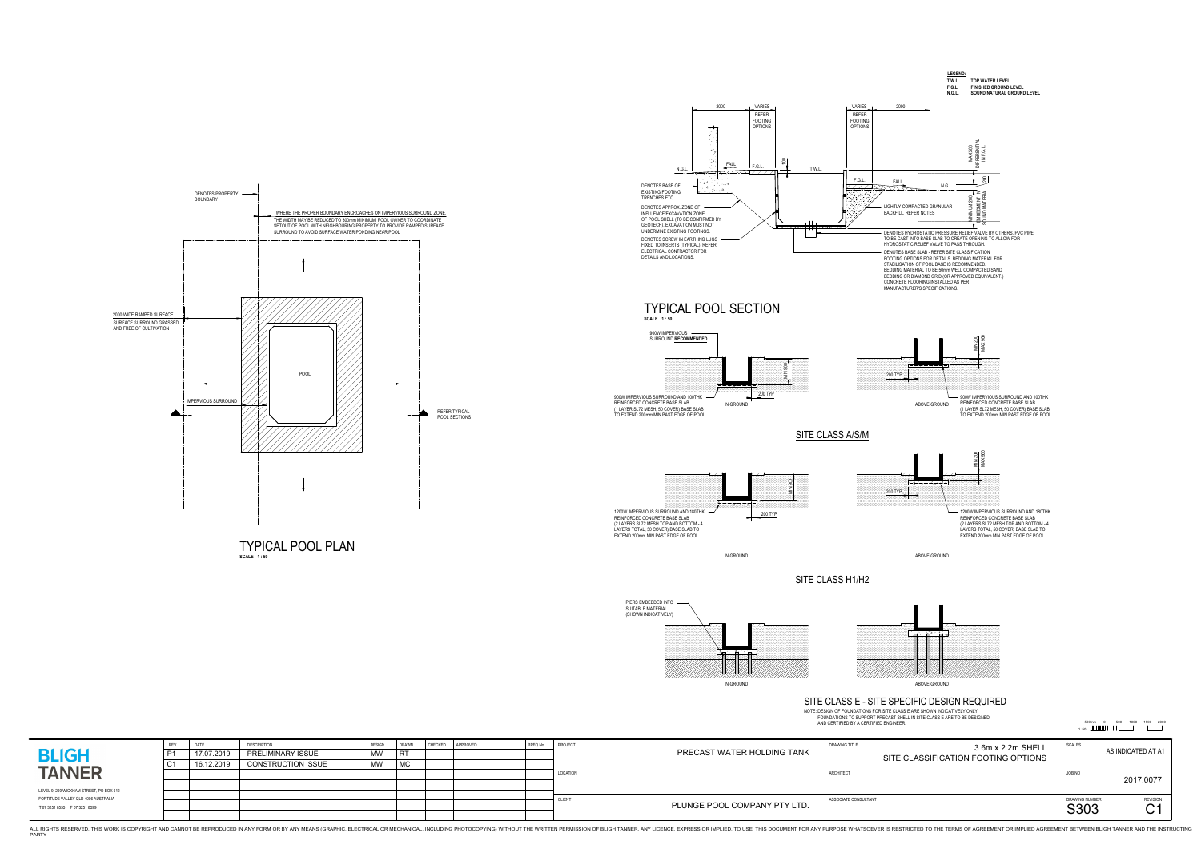**LEGEND:**

- T.W.L. — TOP WATER LEVEL
- F.G.L. — FINISHED GROUND LEVEL
- N.G.L. — SOUND NATURAL GROUND LEVEL

DENOTES PROPERTY BOUNDARY

WHERE THE PROPER BOUNDARY ENCROACHES ON IMPERVIOUS SURROUND ZONE, THE WIDTH MAY BE REDUCED TO 300mm MINIMUM. POOL OWNER TO COORDINATE SETOUT OF POOL WITH NEIGHBOURING PROPERTY TO PROVIDE RAMPED SURFACE SURROUND TO AVOID SURFACE WATER PONDING NEAR POOL.

2000 WIDE RAMPED SURFACE
SURFACE SURROUND GRASSED AND FREE OF CULTIVATION

IMPERVIOUS SURROUND

POOL

REFER TYPICAL POOL SECTIONS

## TYPICAL POOL PLAN
**SCALE 1 : 50**

2000 | VARIES | VARIES | 2000

REFER FOOTING OPTIONS

N.G.L. | FALL | F.G.L. | 100 | T.W.L. | F.G.L. | FALL | N.G.L.

MAX 500 DIFFERENTIAL IN F.G.L.

100

MINIMUM 200 EMBEDMENT IN SOUND MATERIAL

DENOTES BASE OF EXISTING FOOTING, TRENCHES ETC.

DENOTES APPROX. ZONE OF INFLUENCE/EXCAVATION ZONE OF POOL SHELL (TO BE CONFIRMED BY GEOTECH). EXCAVATION MUST NOT UNDERMINE EXISTING FOOTINGS.

DENOTES SCREW IN EARTHING LUGS FIXED TO INSERTS (TYPICAL). REFER ELECTRICAL CONTRACTOR FOR DETAILS AND LOCATIONS.

LIGHTLY COMPACTED GRANULAR BACKFILL. REFER NOTES

DENOTES HYDROSTATIC PRESSURE RELIEF VALVE BY OTHERS. PVC PIPE TO BE CAST INTO BASE SLAB TO CREATE OPENING TO ALLOW FOR HYDROSTATIC RELIEF VALVE TO PASS THROUGH.

DENOTES BASE SLAB - REFER SITE CLASSIFICATION FOOTING OPTIONS FOR DETAILS. BEDDING MATERIAL FOR STABILISATION OF POOL BASE IS RECOMMENDED. BEDDING MATERIAL TO BE 50mm WELL COMPACTED SAND BEDDING OR DIAMOND GRID (OR APPROVED EQUIVALENT.) CONCRETE FLOORING INSTALLED AS PER MANUFACTURER'S SPECIFICATIONS.

## TYPICAL POOL SECTION
**SCALE 1 : 50**

900W IMPERVIOUS SURROUND **RECOMMENDED**

MIN 600 | 200 TYP | MIN 200 MAX 900 | 200 TYP

900W IMPERVIOUS SURROUND AND 100THK REINFORCED CONCRETE BASE SLAB (1 LAYER SL72 MESH, 50 COVER) BASE SLAB TO EXTEND 200mm MIN PAST EDGE OF POOL.

IN-GROUND

ABOVE-GROUND

900W IMPERVIOUS SURROUND AND 100THK REINFORCED CONCRETE BASE SLAB (1 LAYER SL72 MESH, 50 COVER) BASE SLAB TO EXTEND 200mm MIN PAST EDGE OF POOL.

## SITE CLASS A/S/M

MIN 600 | 200 TYP | MIN 200 MAX 900 | 200 TYP

1200W IMPERVIOUS SURROUND AND 180THK REINFORCED CONCRETE BASE SLAB (2 LAYERS SL72 MESH TOP AND BOTTOM - 4 LAYERS TOTAL, 50 COVER) BASE SLAB TO EXTEND 200mm MIN PAST EDGE OF POOL.

1200W IMPERVIOUS SURROUND AND 180THK REINFORCED CONCRETE BASE SLAB (2 LAYERS SL72 MESH TOP AND BOTTOM - 4 LAYERS TOTAL, 50 COVER) BASE SLAB TO EXTEND 200mm MIN PAST EDGE OF POOL.

IN-GROUND

ABOVE-GROUND

## SITE CLASS H1/H2

PIERS EMBEDDED INTO SUITABLE MATERIAL (SHOWN INDICATIVELY)

IN-GROUND

ABOVE-GROUND

## SITE CLASS E - SITE SPECIFIC DESIGN REQUIRED

NOTE: DESIGN OF FOUNDATIONS FOR SITE CLASS E ARE SHOWN INDICATIVELY ONLY. FOUNDATIONS TO SUPPORT PRECAST SHELL IN SITE CLASS E ARE TO BE DESIGNED AND CERTIFIED BY A CERTIFIED ENGINEER.

1 : 50 | 500mm 0 500 1000 1500 2000

**BLIGH TANNER**

LEVEL 9, 269 WICKHAM STREET, PO BOX 612
FORTITUDE VALLEY QLD 4006 AUSTRALIA
T 07 3251 8555 F 07 3251 8599

| REV | DATE | DESCRIPTION | DESIGN | DRAWN | CHECKED | APPROVED | RPEQ No. |
|---|---|---|---|---|---|---|---|
| P1 | 17.07.2019 | PRELIMINARY ISSUE | MW | RT | | | |
| C1 | 16.12.2019 | CONSTRUCTION ISSUE | MW | MC | | | |

PROJECT: PRECAST WATER HOLDING TANK

LOCATION:

CLIENT: PLUNGE POOL COMPANY PTY LTD.

DRAWING TITLE: 3.6m x 2.2m SHELL SITE CLASSIFICATION FOOTING OPTIONS

ARCHITECT:

ASSOCIATE CONSULTANT:

SCALES: AS INDICATED AT A1

JOB NO: 2017.0077

DRAWING NUMBER: S303

REVISION: C1

ALL RIGHTS RESERVED. THIS WORK IS COPYRIGHT AND CANNOT BE REPRODUCED IN ANY FORM OR BY ANY MEANS (GRAPHIC, ELECTRICAL OR MECHANICAL, INCLUDING PHOTOCOPYING) WITHOUT THE WRITTEN PERMISSION OF BLIGH TANNER. ANY LICENCE, EXPRESS OR IMPLIED, TO USE THIS DOCUMENT FOR ANY PURPOSE WHATSOEVER IS RESTRICTED TO THE TERMS OF AGREEMENT OR IMPLIED AGREEMENT BETWEEN BLIGH TANNER AND THE INSTRUCTING PARTY